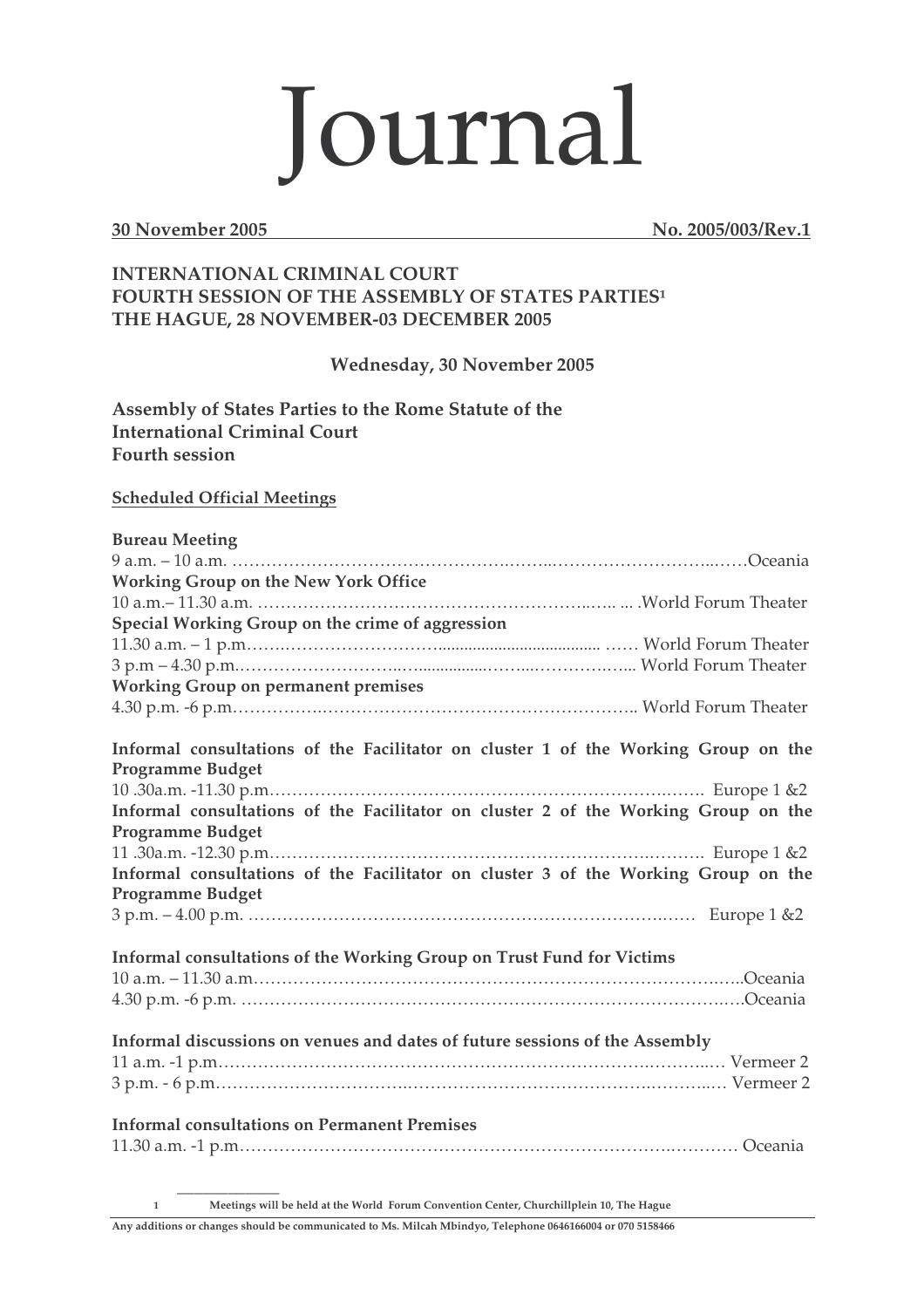# Journal

**30 November 2005** **No. 2005/003/Rev.1**

**INTERNATIONAL CRIMINAL COURT**
**FOURTH SESSION OF THE ASSEMBLY OF STATES PARTIES[1]**
**THE HAGUE, 28 NOVEMBER-03 DECEMBER 2005**

**Wednesday, 30 November 2005**

**Assembly of States Parties to the Rome Statute of the International Criminal Court**
**Fourth session**

**Scheduled Official Meetings**

**Bureau Meeting**
9 a.m. – 10 a.m. ……………………………………………….Oceania

**Working Group on the New York Office**
10 a.m.– 11.30 a.m. ……………………………………………….World Forum Theater

**Special Working Group on the crime of aggression**
11.30 a.m. – 1 p.m.………………………………………… World Forum Theater
3 p.m – 4.30 p.m.………………………………………… World Forum Theater

**Working Group on permanent premises**
4.30 p.m. -6 p.m.………………………………………… World Forum Theater

**Informal consultations of the Facilitator on cluster 1 of the Working Group on the Programme Budget**
10 .30a.m. -11.30 p.m………………………………………… Europe 1 &2

**Informal consultations of the Facilitator on cluster 2 of the Working Group on the Programme Budget**
11 .30a.m. -12.30 p.m………………………………………… Europe 1 &2

**Informal consultations of the Facilitator on cluster 3 of the Working Group on the Programme Budget**
3 p.m. – 4.00 p.m. ………………………………………… Europe 1 &2

**Informal consultations of the Working Group on Trust Fund for Victims**
10 a.m. – 11.30 a.m……………………………………………….Oceania
4.30 p.m. -6 p.m. ……………………………………………….Oceania

**Informal discussions on venues and dates of future sessions of the Assembly**
11 a.m. -1 p.m………………………………………… Vermeer 2
3 p.m. - 6 p.m………………………………………… Vermeer 2

**Informal consultations on Permanent Premises**
11.30 a.m. -1 p.m………………………………………… Oceania

---

[1] Meetings will be held at the World Forum Convention Center, Churchillplein 10, The Hague

Any additions or changes should be communicated to Ms. Milcah Mbindyo, Telephone 0646166004 or 070 5158466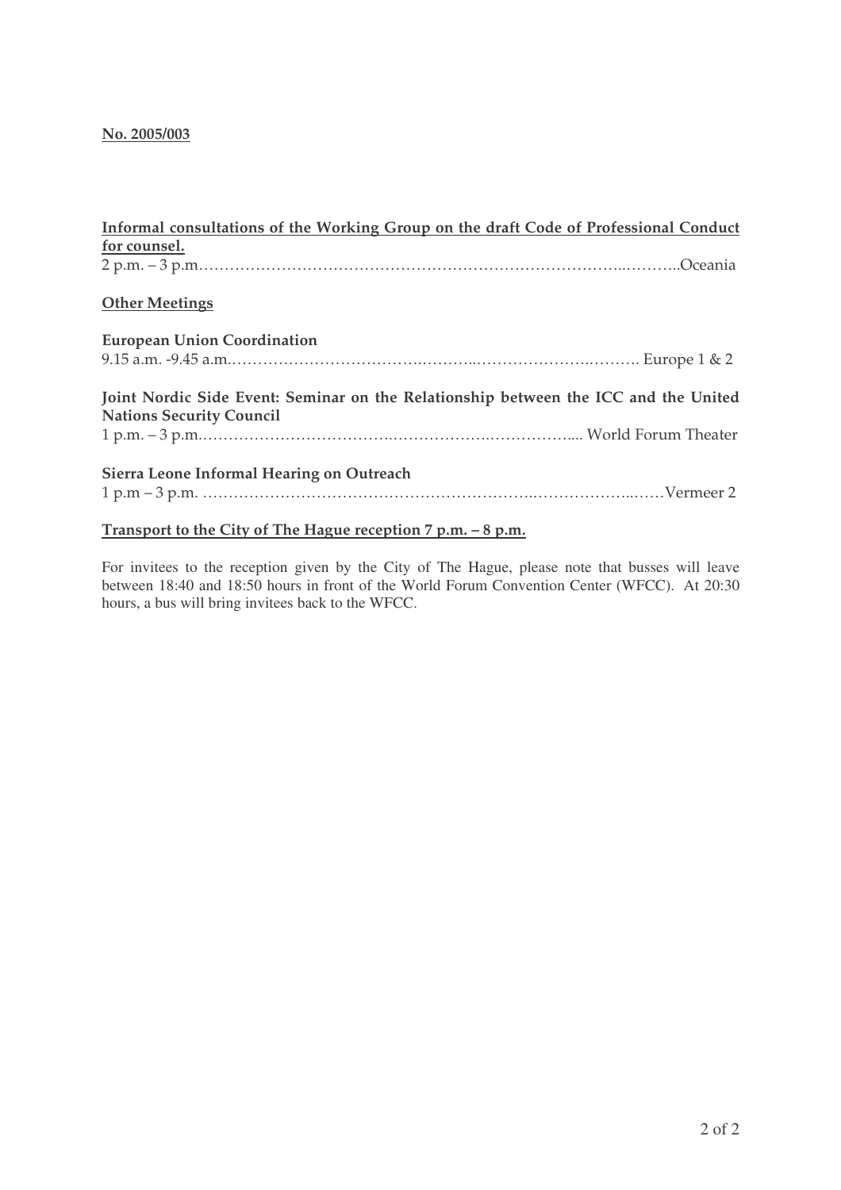**No. 2005/003**

**Informal consultations of the Working Group on the draft Code of Professional Conduct for counsel.**

2 p.m. – 3 p.m.……………………………………………………………………..………..Oceania

**Other Meetings**

**European Union Coordination**

9.15 a.m. -9.45 a.m.………………………………….………..……………………..………. Europe 1 & 2

**Joint Nordic Side Event: Seminar on the Relationship between the ICC and the United Nations Security Council**

1 p.m. – 3 p.m.………………………………..……………….…………….... World Forum Theater

**Sierra Leone Informal Hearing on Outreach**

1 p.m – 3 p.m. ………………………………………………………..………………..……Vermeer 2

**Transport to the City of The Hague reception 7 p.m. – 8 p.m.**

For invitees to the reception given by the City of The Hague, please note that busses will leave between 18:40 and 18:50 hours in front of the World Forum Convention Center (WFCC). At 20:30 hours, a bus will bring invitees back to the WFCC.